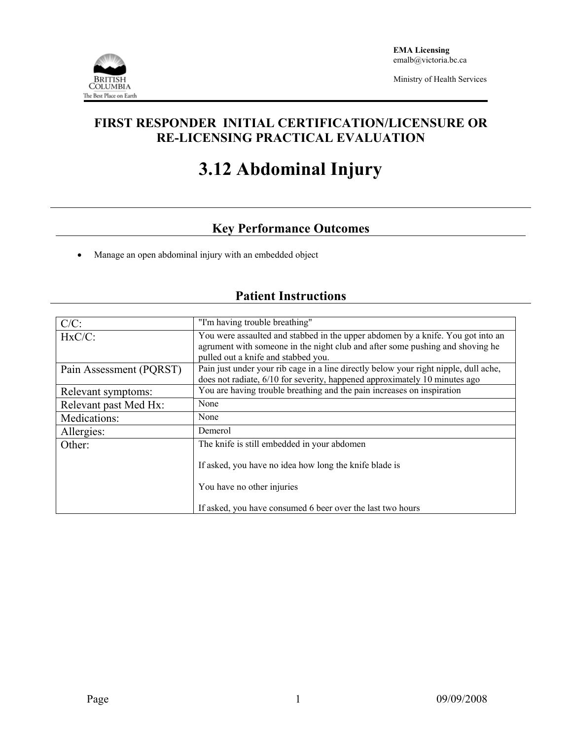EMA Licensing
emalb@victoria.bc.ca

Ministry of Health Services

# FIRST RESPONDER INITIAL CERTIFICATION/LICENSURE OR RE-LICENSING PRACTICAL EVALUATION

# 3.12 Abdominal Injury

## Key Performance Outcomes

- Manage an open abdominal injury with an embedded object

## Patient Instructions

| | |
|---|---|
| C/C: | "I'm having trouble breathing" |
| HxC/C: | You were assaulted and stabbed in the upper abdomen by a knife. You got into an agrument with someone in the night club and after some pushing and shoving he pulled out a knife and stabbed you. |
| Pain Assessment (PQRST) | Pain just under your rib cage in a line directly below your right nipple, dull ache, does not radiate, 6/10 for severity, happened approximately 10 minutes ago |
| Relevant symptoms: | You are having trouble breathing and the pain increases on inspiration |
| Relevant past Med Hx: | None |
| Medications: | None |
| Allergies: | Demerol |
| Other: | The knife is still embedded in your abdomen<br><br>If asked, you have no idea how long the knife blade is<br><br>You have no other injuries<br><br>If asked, you have consumed 6 beer over the last two hours |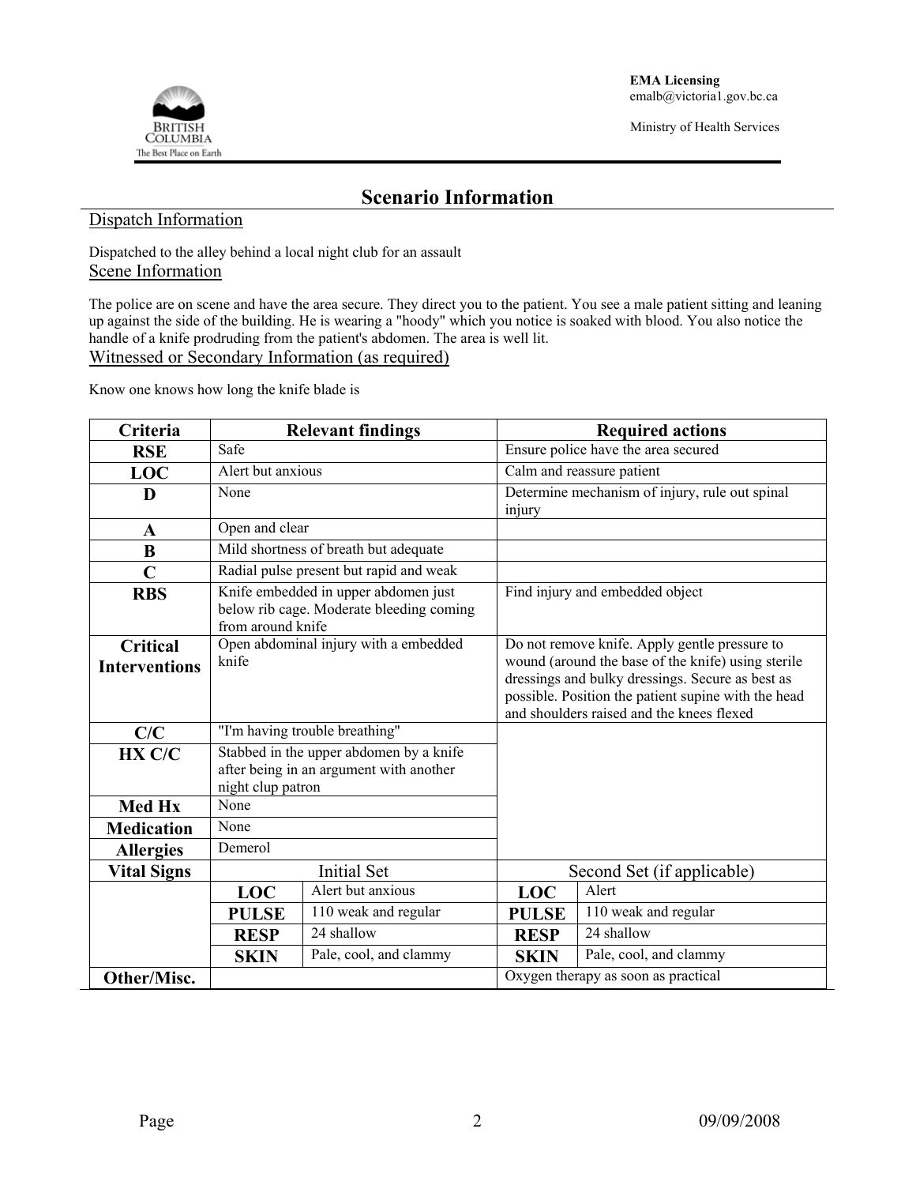EMA Licensing
emalb@victoria1.gov.bc.ca

Ministry of Health Services

# Scenario Information

## Dispatch Information

Dispatched to the alley behind a local night club for an assault

## Scene Information

The police are on scene and have the area secure. They direct you to the patient. You see a male patient sitting and leaning up against the side of the building. He is wearing a "hoody" which you notice is soaked with blood. You also notice the handle of a knife prodruding from the patient's abdomen. The area is well lit.

## Witnessed or Secondary Information (as required)

Know one knows how long the knife blade is

| Criteria | Relevant findings | | Required actions | |
|---|---|---|---|---|
| **RSE** | Safe | | Ensure police have the area secured | |
| **LOC** | Alert but anxious | | Calm and reassure patient | |
| **D** | None | | Determine mechanism of injury, rule out spinal injury | |
| **A** | Open and clear | | | |
| **B** | Mild shortness of breath but adequate | | | |
| **C** | Radial pulse present but rapid and weak | | | |
| **RBS** | Knife embedded in upper abdomen just below rib cage. Moderate bleeding coming from around knife | | Find injury and embedded object | |
| **Critical Interventions** | Open abdominal injury with a embedded knife | | Do not remove knife. Apply gentle pressure to wound (around the base of the knife) using sterile dressings and bulky dressings. Secure as best as possible. Position the patient supine with the head and shoulders raised and the knees flexed | |
| **C/C** | "I'm having trouble breathing" | | | |
| **HX C/C** | Stabbed in the upper abdomen by a knife after being in an argument with another night clup patron | | | |
| **Med Hx** | None | | | |
| **Medication** | None | | | |
| **Allergies** | Demerol | | | |
| **Vital Signs** | Initial Set | | Second Set (if applicable) | |
| | **LOC** | Alert but anxious | **LOC** | Alert |
| | **PULSE** | 110 weak and regular | **PULSE** | 110 weak and regular |
| | **RESP** | 24 shallow | **RESP** | 24 shallow |
| | **SKIN** | Pale, cool, and clammy | **SKIN** | Pale, cool, and clammy |
| **Other/Misc.** | | | Oxygen therapy as soon as practical | |